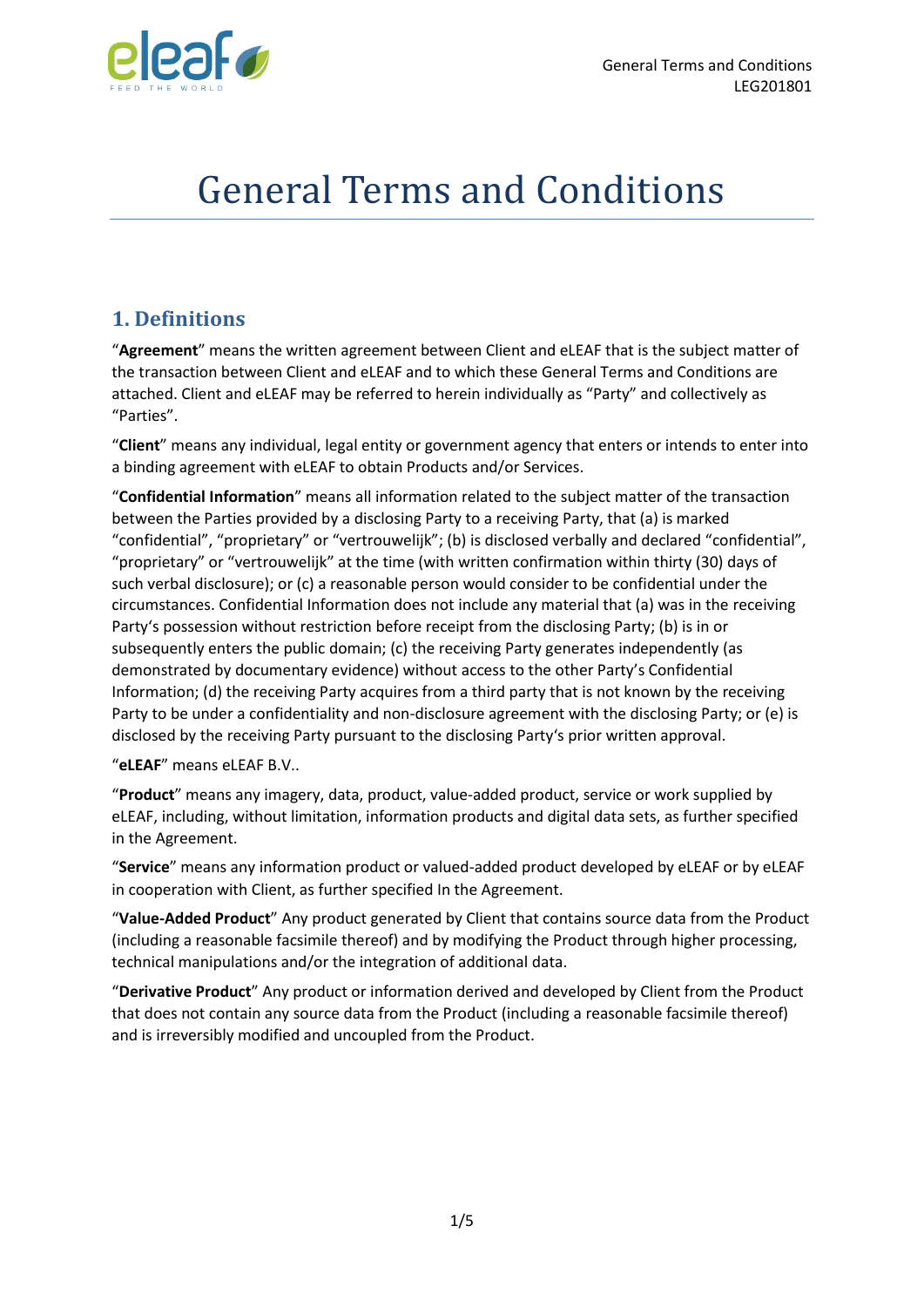# General Terms and Conditions

## 1. Definitions

"**Agreement**" means the written agreement between Client and eLEAF that is the subject matter of the transaction between Client and eLEAF and to which these General Terms and Conditions are attached. Client and eLEAF may be referred to herein individually as "Party" and collectively as "Parties".

"**Client**" means any individual, legal entity or government agency that enters or intends to enter into a binding agreement with eLEAF to obtain Products and/or Services.

"**Confidential Information**" means all information related to the subject matter of the transaction between the Parties provided by a disclosing Party to a receiving Party, that (a) is marked "confidential", "proprietary" or "vertrouwelijk"; (b) is disclosed verbally and declared "confidential", "proprietary" or "vertrouwelijk" at the time (with written confirmation within thirty (30) days of such verbal disclosure); or (c) a reasonable person would consider to be confidential under the circumstances. Confidential Information does not include any material that (a) was in the receiving Party's possession without restriction before receipt from the disclosing Party; (b) is in or subsequently enters the public domain; (c) the receiving Party generates independently (as demonstrated by documentary evidence) without access to the other Party's Confidential Information; (d) the receiving Party acquires from a third party that is not known by the receiving Party to be under a confidentiality and non-disclosure agreement with the disclosing Party; or (e) is disclosed by the receiving Party pursuant to the disclosing Party's prior written approval.

"**eLEAF**" means eLEAF B.V..

"**Product**" means any imagery, data, product, value-added product, service or work supplied by eLEAF, including, without limitation, information products and digital data sets, as further specified in the Agreement.

"**Service**" means any information product or valued-added product developed by eLEAF or by eLEAF in cooperation with Client, as further specified In the Agreement.

"**Value-Added Product**" Any product generated by Client that contains source data from the Product (including a reasonable facsimile thereof) and by modifying the Product through higher processing, technical manipulations and/or the integration of additional data.

"**Derivative Product**" Any product or information derived and developed by Client from the Product that does not contain any source data from the Product (including a reasonable facsimile thereof) and is irreversibly modified and uncoupled from the Product.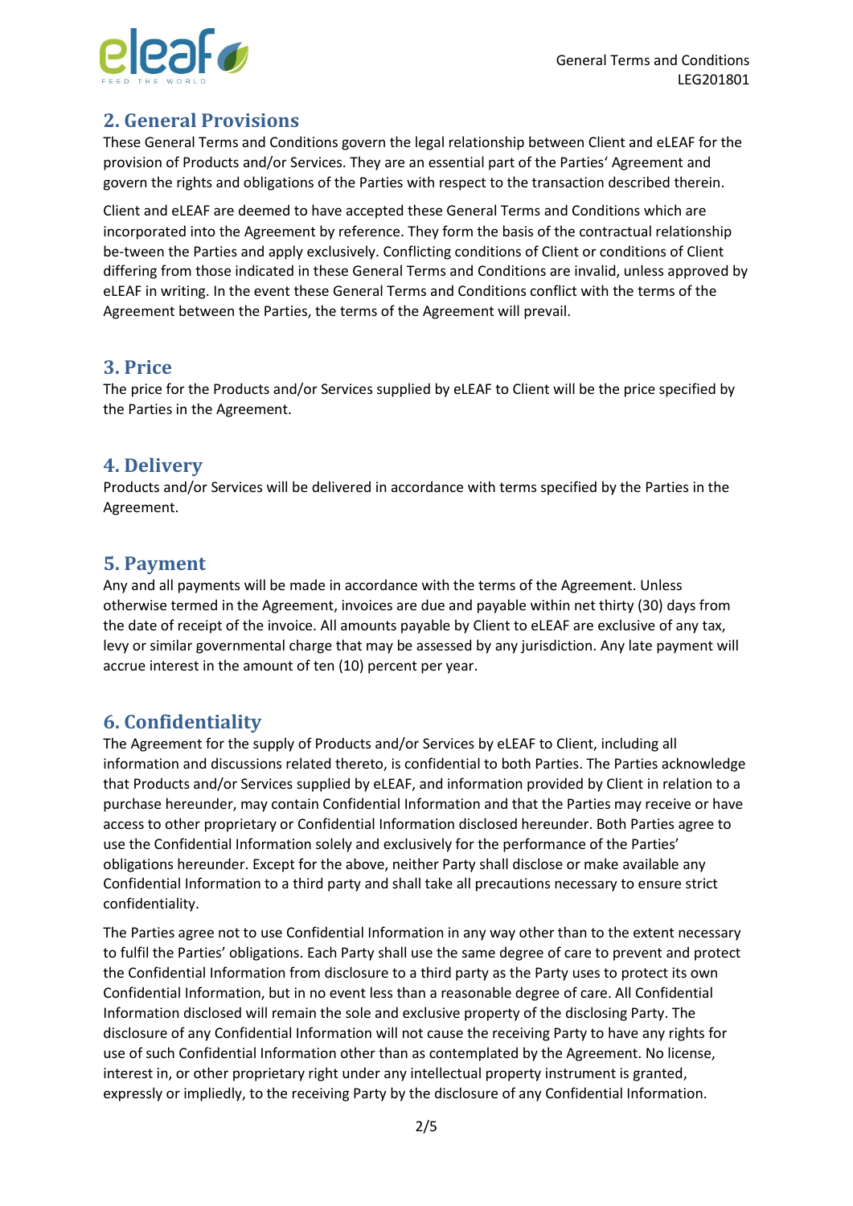## 2. General Provisions

These General Terms and Conditions govern the legal relationship between Client and eLEAF for the provision of Products and/or Services. They are an essential part of the Parties' Agreement and govern the rights and obligations of the Parties with respect to the transaction described therein.

Client and eLEAF are deemed to have accepted these General Terms and Conditions which are incorporated into the Agreement by reference. They form the basis of the contractual relationship be-tween the Parties and apply exclusively. Conflicting conditions of Client or conditions of Client differing from those indicated in these General Terms and Conditions are invalid, unless approved by eLEAF in writing. In the event these General Terms and Conditions conflict with the terms of the Agreement between the Parties, the terms of the Agreement will prevail.

## 3. Price

The price for the Products and/or Services supplied by eLEAF to Client will be the price specified by the Parties in the Agreement.

## 4. Delivery

Products and/or Services will be delivered in accordance with terms specified by the Parties in the Agreement.

## 5. Payment

Any and all payments will be made in accordance with the terms of the Agreement. Unless otherwise termed in the Agreement, invoices are due and payable within net thirty (30) days from the date of receipt of the invoice. All amounts payable by Client to eLEAF are exclusive of any tax, levy or similar governmental charge that may be assessed by any jurisdiction. Any late payment will accrue interest in the amount of ten (10) percent per year.

## 6. Confidentiality

The Agreement for the supply of Products and/or Services by eLEAF to Client, including all information and discussions related thereto, is confidential to both Parties. The Parties acknowledge that Products and/or Services supplied by eLEAF, and information provided by Client in relation to a purchase hereunder, may contain Confidential Information and that the Parties may receive or have access to other proprietary or Confidential Information disclosed hereunder. Both Parties agree to use the Confidential Information solely and exclusively for the performance of the Parties' obligations hereunder. Except for the above, neither Party shall disclose or make available any Confidential Information to a third party and shall take all precautions necessary to ensure strict confidentiality.

The Parties agree not to use Confidential Information in any way other than to the extent necessary to fulfil the Parties' obligations. Each Party shall use the same degree of care to prevent and protect the Confidential Information from disclosure to a third party as the Party uses to protect its own Confidential Information, but in no event less than a reasonable degree of care. All Confidential Information disclosed will remain the sole and exclusive property of the disclosing Party. The disclosure of any Confidential Information will not cause the receiving Party to have any rights for use of such Confidential Information other than as contemplated by the Agreement. No license, interest in, or other proprietary right under any intellectual property instrument is granted, expressly or impliedly, to the receiving Party by the disclosure of any Confidential Information.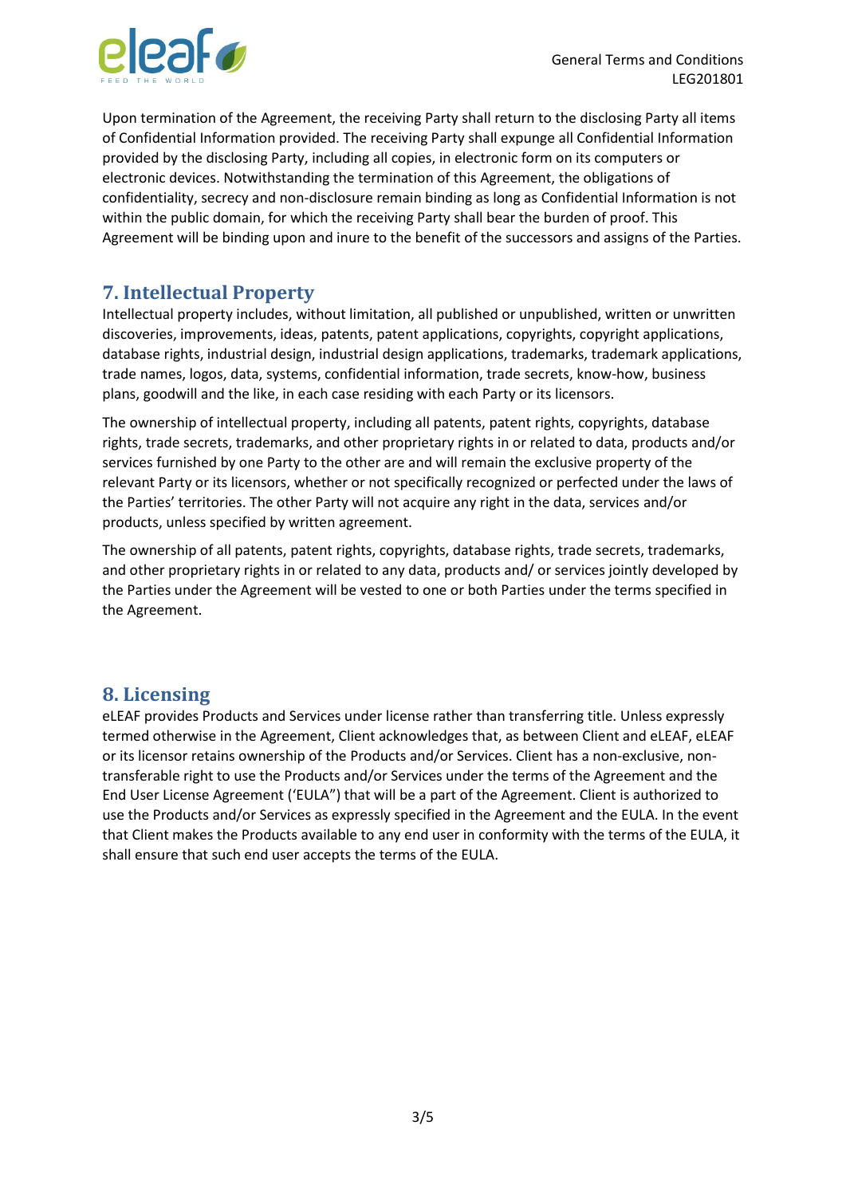Upon termination of the Agreement, the receiving Party shall return to the disclosing Party all items of Confidential Information provided. The receiving Party shall expunge all Confidential Information provided by the disclosing Party, including all copies, in electronic form on its computers or electronic devices. Notwithstanding the termination of this Agreement, the obligations of confidentiality, secrecy and non-disclosure remain binding as long as Confidential Information is not within the public domain, for which the receiving Party shall bear the burden of proof. This Agreement will be binding upon and inure to the benefit of the successors and assigns of the Parties.

## 7. Intellectual Property

Intellectual property includes, without limitation, all published or unpublished, written or unwritten discoveries, improvements, ideas, patents, patent applications, copyrights, copyright applications, database rights, industrial design, industrial design applications, trademarks, trademark applications, trade names, logos, data, systems, confidential information, trade secrets, know-how, business plans, goodwill and the like, in each case residing with each Party or its licensors.

The ownership of intellectual property, including all patents, patent rights, copyrights, database rights, trade secrets, trademarks, and other proprietary rights in or related to data, products and/or services furnished by one Party to the other are and will remain the exclusive property of the relevant Party or its licensors, whether or not specifically recognized or perfected under the laws of the Parties' territories. The other Party will not acquire any right in the data, services and/or products, unless specified by written agreement.

The ownership of all patents, patent rights, copyrights, database rights, trade secrets, trademarks, and other proprietary rights in or related to any data, products and/ or services jointly developed by the Parties under the Agreement will be vested to one or both Parties under the terms specified in the Agreement.

## 8. Licensing

eLEAF provides Products and Services under license rather than transferring title. Unless expressly termed otherwise in the Agreement, Client acknowledges that, as between Client and eLEAF, eLEAF or its licensor retains ownership of the Products and/or Services. Client has a non-exclusive, non-transferable right to use the Products and/or Services under the terms of the Agreement and the End User License Agreement ('EULA") that will be a part of the Agreement. Client is authorized to use the Products and/or Services as expressly specified in the Agreement and the EULA. In the event that Client makes the Products available to any end user in conformity with the terms of the EULA, it shall ensure that such end user accepts the terms of the EULA.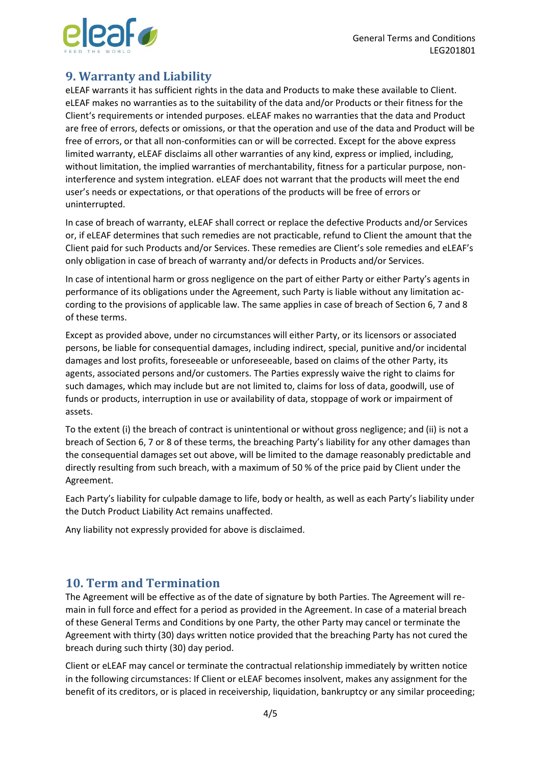## 9. Warranty and Liability

eLEAF warrants it has sufficient rights in the data and Products to make these available to Client. eLEAF makes no warranties as to the suitability of the data and/or Products or their fitness for the Client's requirements or intended purposes. eLEAF makes no warranties that the data and Product are free of errors, defects or omissions, or that the operation and use of the data and Product will be free of errors, or that all non-conformities can or will be corrected. Except for the above express limited warranty, eLEAF disclaims all other warranties of any kind, express or implied, including, without limitation, the implied warranties of merchantability, fitness for a particular purpose, non-interference and system integration. eLEAF does not warrant that the products will meet the end user's needs or expectations, or that operations of the products will be free of errors or uninterrupted.

In case of breach of warranty, eLEAF shall correct or replace the defective Products and/or Services or, if eLEAF determines that such remedies are not practicable, refund to Client the amount that the Client paid for such Products and/or Services. These remedies are Client's sole remedies and eLEAF's only obligation in case of breach of warranty and/or defects in Products and/or Services.

In case of intentional harm or gross negligence on the part of either Party or either Party's agents in performance of its obligations under the Agreement, such Party is liable without any limitation according to the provisions of applicable law. The same applies in case of breach of Section 6, 7 and 8 of these terms.

Except as provided above, under no circumstances will either Party, or its licensors or associated persons, be liable for consequential damages, including indirect, special, punitive and/or incidental damages and lost profits, foreseeable or unforeseeable, based on claims of the other Party, its agents, associated persons and/or customers. The Parties expressly waive the right to claims for such damages, which may include but are not limited to, claims for loss of data, goodwill, use of funds or products, interruption in use or availability of data, stoppage of work or impairment of assets.

To the extent (i) the breach of contract is unintentional or without gross negligence; and (ii) is not a breach of Section 6, 7 or 8 of these terms, the breaching Party's liability for any other damages than the consequential damages set out above, will be limited to the damage reasonably predictable and directly resulting from such breach, with a maximum of 50 % of the price paid by Client under the Agreement.

Each Party's liability for culpable damage to life, body or health, as well as each Party's liability under the Dutch Product Liability Act remains unaffected.

Any liability not expressly provided for above is disclaimed.

## 10. Term and Termination

The Agreement will be effective as of the date of signature by both Parties. The Agreement will remain in full force and effect for a period as provided in the Agreement. In case of a material breach of these General Terms and Conditions by one Party, the other Party may cancel or terminate the Agreement with thirty (30) days written notice provided that the breaching Party has not cured the breach during such thirty (30) day period.

Client or eLEAF may cancel or terminate the contractual relationship immediately by written notice in the following circumstances: If Client or eLEAF becomes insolvent, makes any assignment for the benefit of its creditors, or is placed in receivership, liquidation, bankruptcy or any similar proceeding;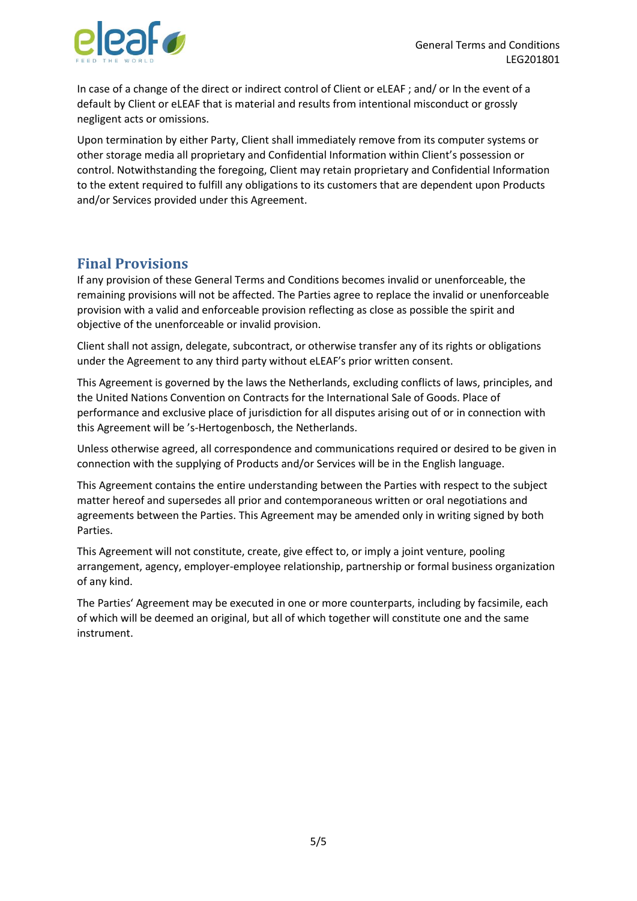In case of a change of the direct or indirect control of Client or eLEAF ; and/ or In the event of a default by Client or eLEAF that is material and results from intentional misconduct or grossly negligent acts or omissions.

Upon termination by either Party, Client shall immediately remove from its computer systems or other storage media all proprietary and Confidential Information within Client's possession or control. Notwithstanding the foregoing, Client may retain proprietary and Confidential Information to the extent required to fulfill any obligations to its customers that are dependent upon Products and/or Services provided under this Agreement.

## Final Provisions

If any provision of these General Terms and Conditions becomes invalid or unenforceable, the remaining provisions will not be affected. The Parties agree to replace the invalid or unenforceable provision with a valid and enforceable provision reflecting as close as possible the spirit and objective of the unenforceable or invalid provision.

Client shall not assign, delegate, subcontract, or otherwise transfer any of its rights or obligations under the Agreement to any third party without eLEAF's prior written consent.

This Agreement is governed by the laws the Netherlands, excluding conflicts of laws, principles, and the United Nations Convention on Contracts for the International Sale of Goods. Place of performance and exclusive place of jurisdiction for all disputes arising out of or in connection with this Agreement will be 's-Hertogenbosch, the Netherlands.

Unless otherwise agreed, all correspondence and communications required or desired to be given in connection with the supplying of Products and/or Services will be in the English language.

This Agreement contains the entire understanding between the Parties with respect to the subject matter hereof and supersedes all prior and contemporaneous written or oral negotiations and agreements between the Parties. This Agreement may be amended only in writing signed by both Parties.

This Agreement will not constitute, create, give effect to, or imply a joint venture, pooling arrangement, agency, employer-employee relationship, partnership or formal business organization of any kind.

The Parties' Agreement may be executed in one or more counterparts, including by facsimile, each of which will be deemed an original, but all of which together will constitute one and the same instrument.